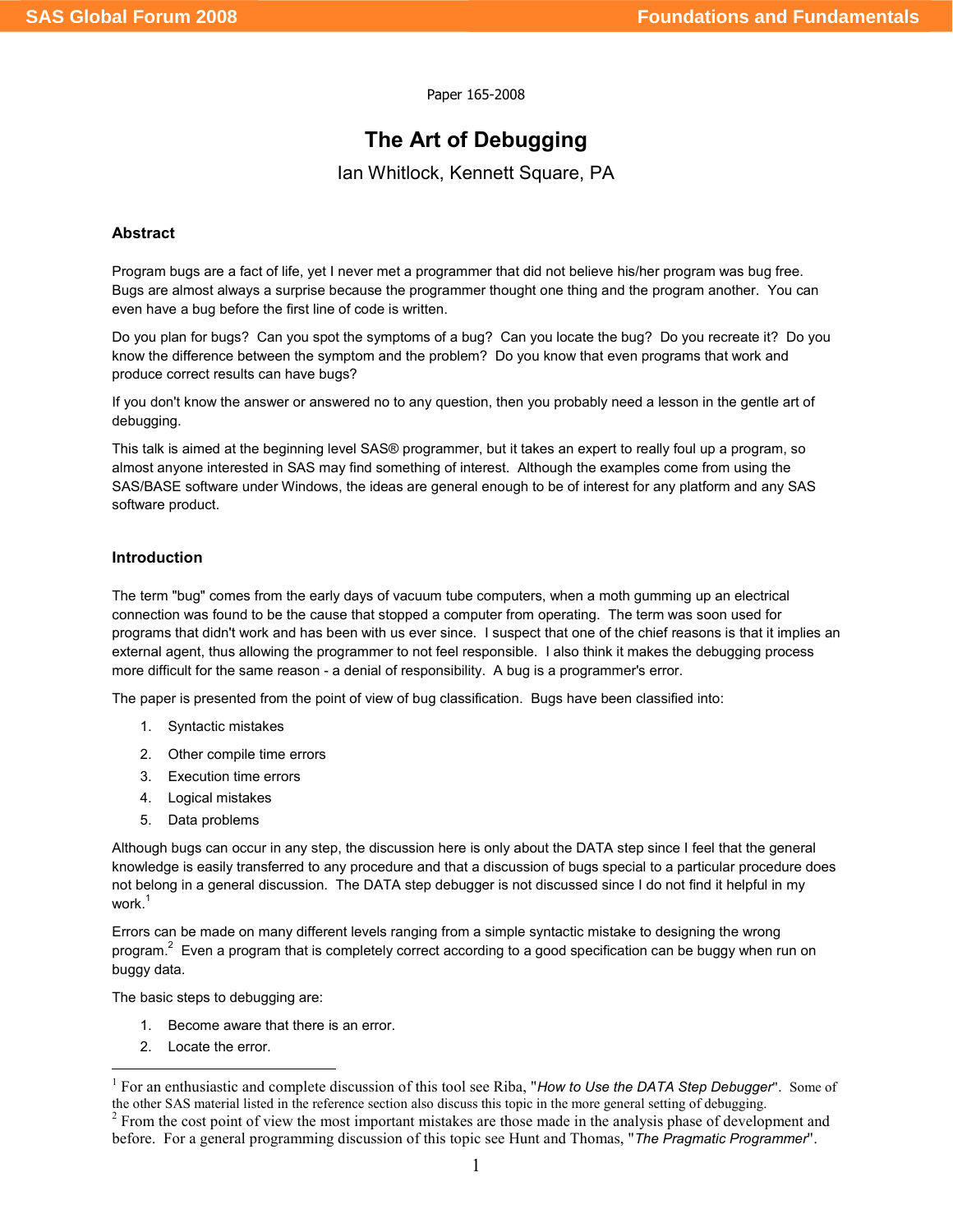Paper 165-2008

# The Art of Debugging

Ian Whitlock, Kennett Square, PA

## Abstract

Program bugs are a fact of life, yet I never met a programmer that did not believe his/her program was bug free. Bugs are almost always a surprise because the programmer thought one thing and the program another. You can even have a bug before the first line of code is written.

Do you plan for bugs? Can you spot the symptoms of a bug? Can you locate the bug? Do you recreate it? Do you know the difference between the symptom and the problem? Do you know that even programs that work and produce correct results can have bugs?

If you don't know the answer or answered no to any question, then you probably need a lesson in the gentle art of debugging.

This talk is aimed at the beginning level SAS® programmer, but it takes an expert to really foul up a program, so almost anyone interested in SAS may find something of interest. Although the examples come from using the SAS/BASE software under Windows, the ideas are general enough to be of interest for any platform and any SAS software product.

## Introduction

The term "bug" comes from the early days of vacuum tube computers, when a moth gumming up an electrical connection was found to be the cause that stopped a computer from operating. The term was soon used for programs that didn't work and has been with us ever since. I suspect that one of the chief reasons is that it implies an external agent, thus allowing the programmer to not feel responsible. I also think it makes the debugging process more difficult for the same reason - a denial of responsibility. A bug is a programmer's error.

The paper is presented from the point of view of bug classification. Bugs have been classified into:

1. Syntactic mistakes
2. Other compile time errors
3. Execution time errors
4. Logical mistakes
5. Data problems

Although bugs can occur in any step, the discussion here is only about the DATA step since I feel that the general knowledge is easily transferred to any procedure and that a discussion of bugs special to a particular procedure does not belong in a general discussion. The DATA step debugger is not discussed since I do not find it helpful in my work.[1]

Errors can be made on many different levels ranging from a simple syntactic mistake to designing the wrong program.[2] Even a program that is completely correct according to a good specification can be buggy when run on buggy data.

The basic steps to debugging are:

1. Become aware that there is an error.
2. Locate the error.

---

[1] For an enthusiastic and complete discussion of this tool see Riba, "*How to Use the DATA Step Debugger*". Some of the other SAS material listed in the reference section also discuss this topic in the more general setting of debugging.

[2] From the cost point of view the most important mistakes are those made in the analysis phase of development and before. For a general programming discussion of this topic see Hunt and Thomas, "*The Pragmatic Programmer*".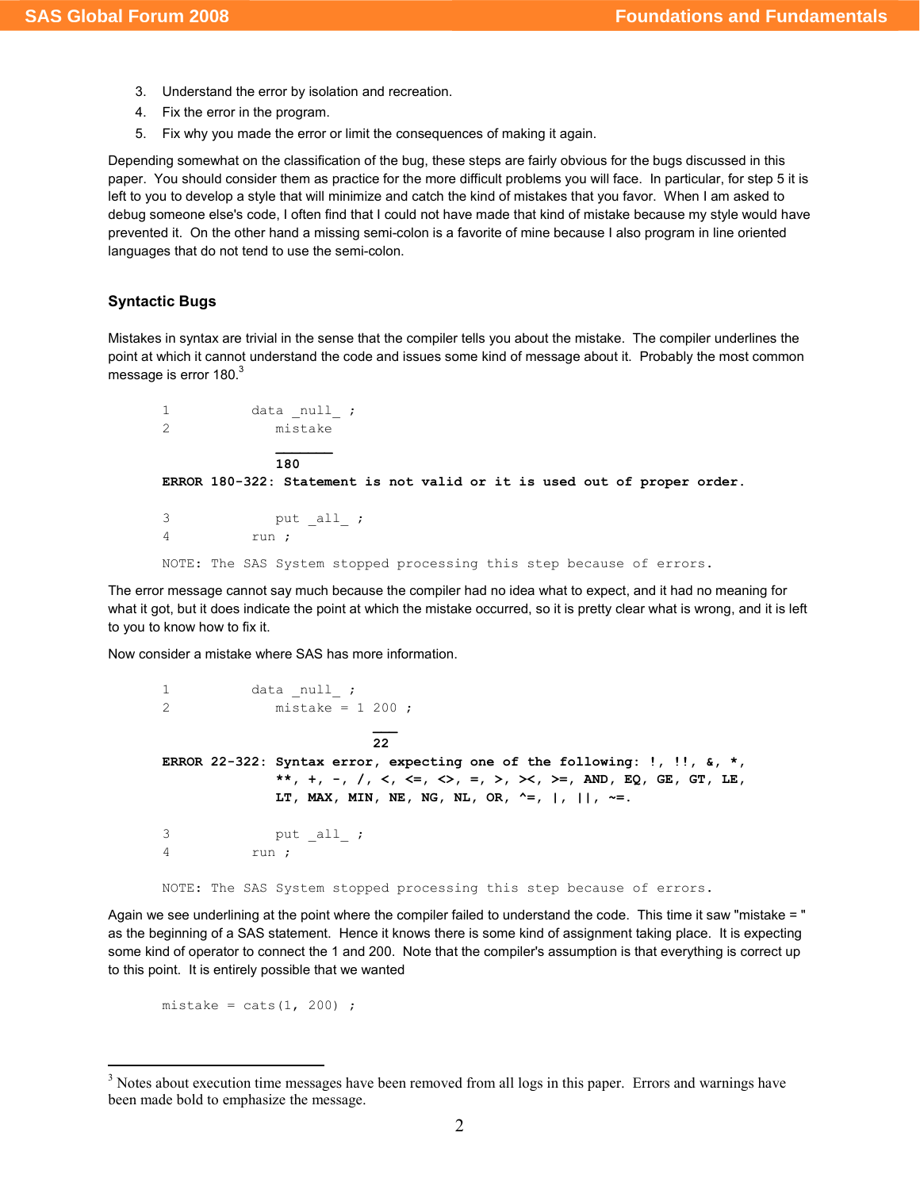3. Understand the error by isolation and recreation.
4. Fix the error in the program.
5. Fix why you made the error or limit the consequences of making it again.

Depending somewhat on the classification of the bug, these steps are fairly obvious for the bugs discussed in this paper. You should consider them as practice for the more difficult problems you will face. In particular, for step 5 it is left to you to develop a style that will minimize and catch the kind of mistakes that you favor. When I am asked to debug someone else's code, I often find that I could not have made that kind of mistake because my style would have prevented it. On the other hand a missing semi-colon is a favorite of mine because I also program in line oriented languages that do not tend to use the semi-colon.

### Syntactic Bugs

Mistakes in syntax are trivial in the sense that the compiler tells you about the mistake. The compiler underlines the point at which it cannot understand the code and issues some kind of message about it. Probably the most common message is error 180.[3]

```
1          data _null_ ;
2             mistake
              _______
              180
ERROR 180-322: Statement is not valid or it is used out of proper order.

3             put _all_ ;
4          run ;

NOTE: The SAS System stopped processing this step because of errors.
```

The error message cannot say much because the compiler had no idea what to expect, and it had no meaning for what it got, but it does indicate the point at which the mistake occurred, so it is pretty clear what is wrong, and it is left to you to know how to fix it.

Now consider a mistake where SAS has more information.

```
1          data _null_ ;
2             mistake = 1 200 ;
                          ___
                          22
ERROR 22-322: Syntax error, expecting one of the following: !, !!, &, *,
              **, +, -, /, <, <=, <>, =, >, ><, >=, AND, EQ, GE, GT, LE,
              LT, MAX, MIN, NE, NG, NL, OR, ^=, |, ||, ~=.

3             put _all_ ;
4          run ;

NOTE: The SAS System stopped processing this step because of errors.
```

Again we see underlining at the point where the compiler failed to understand the code. This time it saw "mistake = " as the beginning of a SAS statement. Hence it knows there is some kind of assignment taking place. It is expecting some kind of operator to connect the 1 and 200. Note that the compiler's assumption is that everything is correct up to this point. It is entirely possible that we wanted

```
mistake = cats(1, 200) ;
```

---

[3] Notes about execution time messages have been removed from all logs in this paper. Errors and warnings have been made bold to emphasize the message.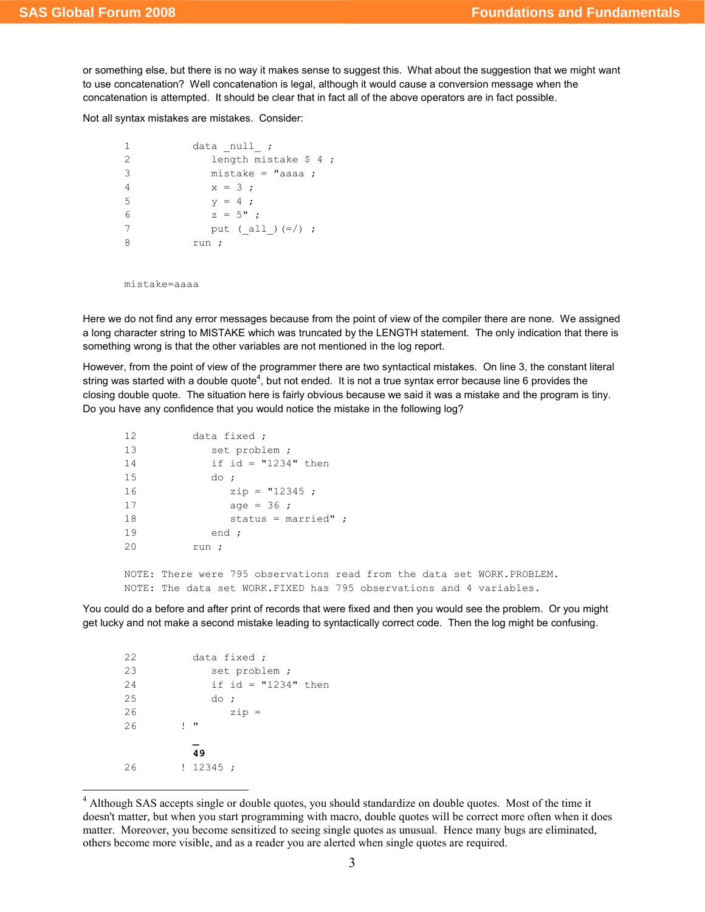or something else, but there is no way it makes sense to suggest this. What about the suggestion that we might want to use concatenation? Well concatenation is legal, although it would cause a conversion message when the concatenation is attempted. It should be clear that in fact all of the above operators are in fact possible.

Not all syntax mistakes are mistakes. Consider:

```
1          data _null_ ;
2             length mistake $ 4 ;
3             mistake = "aaaa ;
4             x = 3 ;
5             y = 4 ;
6             z = 5" ;
7             put (_all_)(=/) ;
8          run ;


mistake=aaaa
```

Here we do not find any error messages because from the point of view of the compiler there are none. We assigned a long character string to MISTAKE which was truncated by the LENGTH statement. The only indication that there is something wrong is that the other variables are not mentioned in the log report.

However, from the point of view of the programmer there are two syntactical mistakes. On line 3, the constant literal string was started with a double quote[4], but not ended. It is not a true syntax error because line 6 provides the closing double quote. The situation here is fairly obvious because we said it was a mistake and the program is tiny. Do you have any confidence that you would notice the mistake in the following log?

```
12         data fixed ;
13            set problem ;
14            if id = "1234" then
15            do ;
16               zip = "12345 ;
17               age = 36 ;
18               status = married" ;
19            end ;
20         run ;

NOTE: There were 795 observations read from the data set WORK.PROBLEM.
NOTE: The data set WORK.FIXED has 795 observations and 4 variables.
```

You could do a before and after print of records that were fixed and then you would see the problem. Or you might get lucky and not make a second mistake leading to syntactically correct code. Then the log might be confusing.

```
22         data fixed ;
23            set problem ;
24            if id = "1234" then
25            do ;
26               zip =
26       ! "
           _
           49
26       ! 12345 ;
```

[4] Although SAS accepts single or double quotes, you should standardize on double quotes. Most of the time it doesn't matter, but when you start programming with macro, double quotes will be correct more often when it does matter. Moreover, you become sensitized to seeing single quotes as unusual. Hence many bugs are eliminated, others become more visible, and as a reader you are alerted when single quotes are required.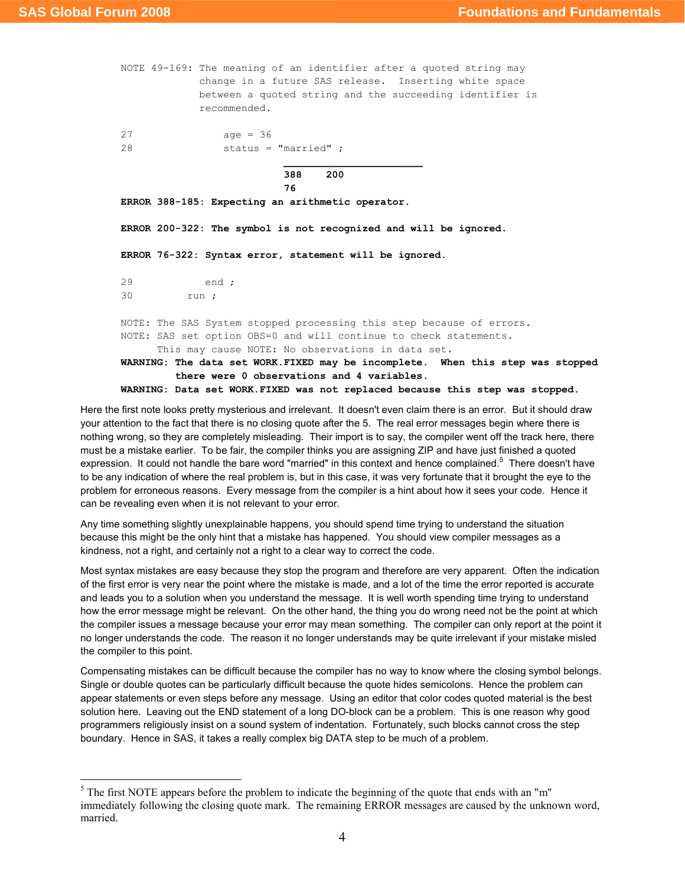```
NOTE 49-169: The meaning of an identifier after a quoted string may
             change in a future SAS release.  Inserting white space
             between a quoted string and the succeeding identifier is
             recommended.

27                age = 36
28                status = "married" ;
                              ______________________
                              388    200
                              76
ERROR 388-185: Expecting an arithmetic operator.

ERROR 200-322: The symbol is not recognized and will be ignored.

ERROR 76-322: Syntax error, statement will be ignored.

29            end ;
30          run ;

NOTE: The SAS System stopped processing this step because of errors.
NOTE: SAS set option OBS=0 and will continue to check statements.
      This may cause NOTE: No observations in data set.
WARNING: The data set WORK.FIXED may be incomplete.  When this step was stopped
         there were 0 observations and 4 variables.
WARNING: Data set WORK.FIXED was not replaced because this step was stopped.
```

Here the first note looks pretty mysterious and irrelevant. It doesn't even claim there is an error. But it should draw your attention to the fact that there is no closing quote after the 5. The real error messages begin where there is nothing wrong, so they are completely misleading. Their import is to say, the compiler went off the track here, there must be a mistake earlier. To be fair, the compiler thinks you are assigning ZIP and have just finished a quoted expression. It could not handle the bare word "married" in this context and hence complained.[5] There doesn't have to be any indication of where the real problem is, but in this case, it was very fortunate that it brought the eye to the problem for erroneous reasons. Every message from the compiler is a hint about how it sees your code. Hence it can be revealing even when it is not relevant to your error.

Any time something slightly unexplainable happens, you should spend time trying to understand the situation because this might be the only hint that a mistake has happened. You should view compiler messages as a kindness, not a right, and certainly not a right to a clear way to correct the code.

Most syntax mistakes are easy because they stop the program and therefore are very apparent. Often the indication of the first error is very near the point where the mistake is made, and a lot of the time the error reported is accurate and leads you to a solution when you understand the message. It is well worth spending time trying to understand how the error message might be relevant. On the other hand, the thing you do wrong need not be the point at which the compiler issues a message because your error may mean something. The compiler can only report at the point it no longer understands the code. The reason it no longer understands may be quite irrelevant if your mistake misled the compiler to this point.

Compensating mistakes can be difficult because the compiler has no way to know where the closing symbol belongs. Single or double quotes can be particularly difficult because the quote hides semicolons. Hence the problem can appear statements or even steps before any message. Using an editor that color codes quoted material is the best solution here. Leaving out the END statement of a long DO-block can be a problem. This is one reason why good programmers religiously insist on a sound system of indentation. Fortunately, such blocks cannot cross the step boundary. Hence in SAS, it takes a really complex big DATA step to be much of a problem.

---

[5] The first NOTE appears before the problem to indicate the beginning of the quote that ends with an "m" immediately following the closing quote mark. The remaining ERROR messages are caused by the unknown word, married.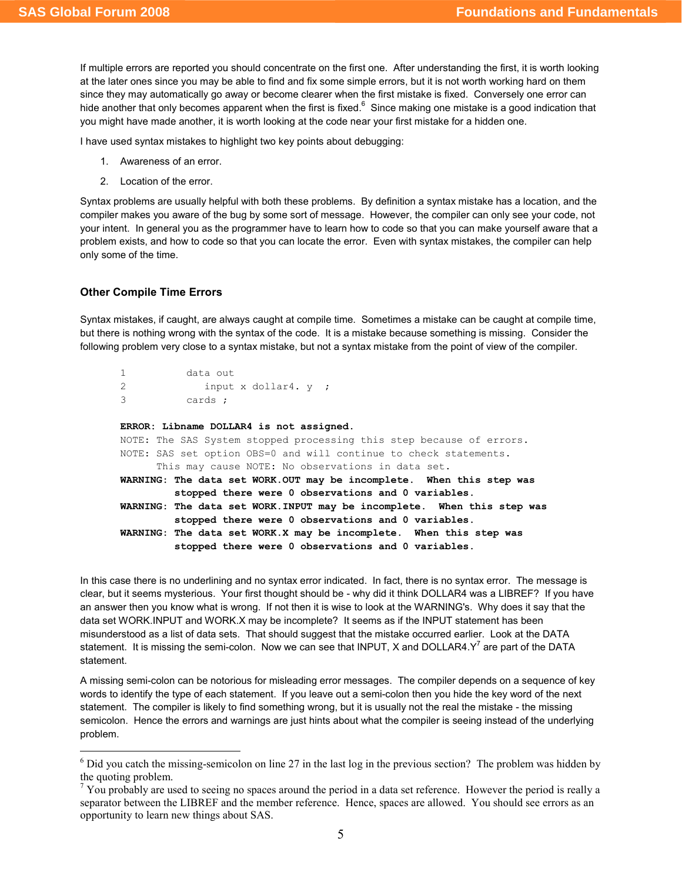If multiple errors are reported you should concentrate on the first one. After understanding the first, it is worth looking at the later ones since you may be able to find and fix some simple errors, but it is not worth working hard on them since they may automatically go away or become clearer when the first mistake is fixed. Conversely one error can hide another that only becomes apparent when the first is fixed.[6] Since making one mistake is a good indication that you might have made another, it is worth looking at the code near your first mistake for a hidden one.

I have used syntax mistakes to highlight two key points about debugging:

1. Awareness of an error.
2. Location of the error.

Syntax problems are usually helpful with both these problems. By definition a syntax mistake has a location, and the compiler makes you aware of the bug by some sort of message. However, the compiler can only see your code, not your intent. In general you as the programmer have to learn how to code so that you can make yourself aware that a problem exists, and how to code so that you can locate the error. Even with syntax mistakes, the compiler can help only some of the time.

### Other Compile Time Errors

Syntax mistakes, if caught, are always caught at compile time. Sometimes a mistake can be caught at compile time, but there is nothing wrong with the syntax of the code. It is a mistake because something is missing. Consider the following problem very close to a syntax mistake, but not a syntax mistake from the point of view of the compiler.

```
1          data out
2             input x dollar4. y  ;
3          cards ;

ERROR: Libname DOLLAR4 is not assigned.
NOTE: The SAS System stopped processing this step because of errors.
NOTE: SAS set option OBS=0 and will continue to check statements.
      This may cause NOTE: No observations in data set.
WARNING: The data set WORK.OUT may be incomplete.  When this step was
         stopped there were 0 observations and 0 variables.
WARNING: The data set WORK.INPUT may be incomplete.  When this step was
         stopped there were 0 observations and 0 variables.
WARNING: The data set WORK.X may be incomplete.  When this step was
         stopped there were 0 observations and 0 variables.
```

In this case there is no underlining and no syntax error indicated. In fact, there is no syntax error. The message is clear, but it seems mysterious. Your first thought should be - why did it think DOLLAR4 was a LIBREF? If you have an answer then you know what is wrong. If not then it is wise to look at the WARNING's. Why does it say that the data set WORK.INPUT and WORK.X may be incomplete? It seems as if the INPUT statement has been misunderstood as a list of data sets. That should suggest that the mistake occurred earlier. Look at the DATA statement. It is missing the semi-colon. Now we can see that INPUT, X and DOLLAR4.Y[7] are part of the DATA statement.

A missing semi-colon can be notorious for misleading error messages. The compiler depends on a sequence of key words to identify the type of each statement. If you leave out a semi-colon then you hide the key word of the next statement. The compiler is likely to find something wrong, but it is usually not the real the mistake - the missing semicolon. Hence the errors and warnings are just hints about what the compiler is seeing instead of the underlying problem.

---

[6] Did you catch the missing-semicolon on line 27 in the last log in the previous section? The problem was hidden by the quoting problem.

[7] You probably are used to seeing no spaces around the period in a data set reference. However the period is really a separator between the LIBREF and the member reference. Hence, spaces are allowed. You should see errors as an opportunity to learn new things about SAS.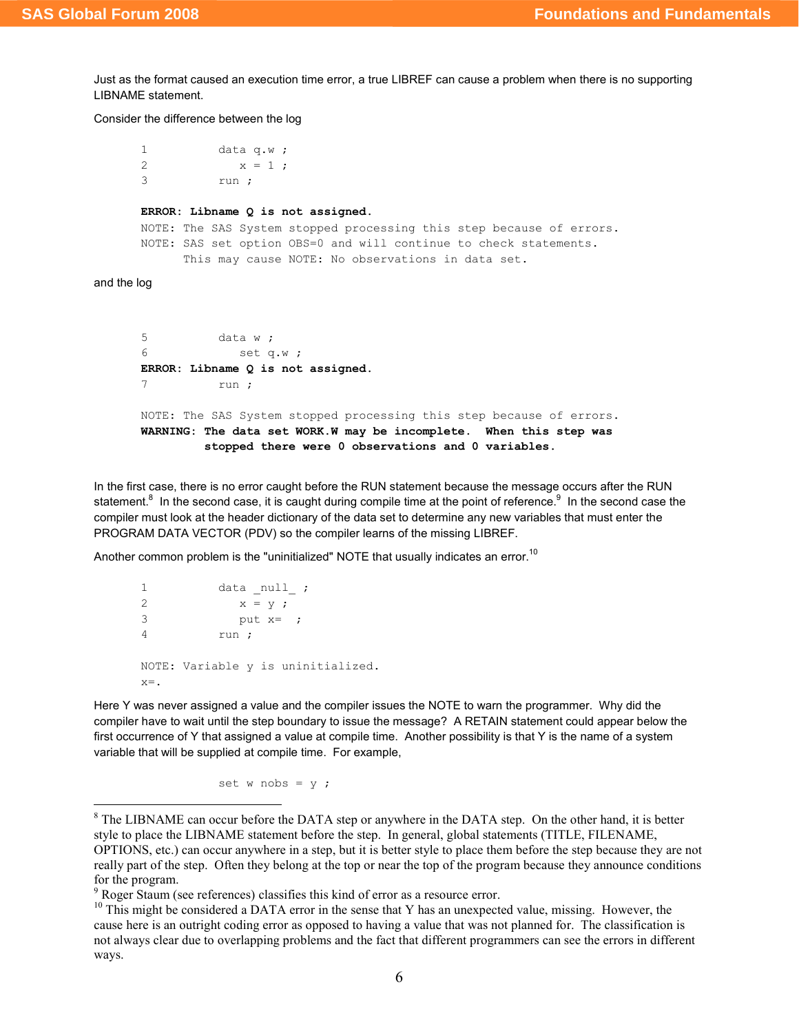Just as the format caused an execution time error, a true LIBREF can cause a problem when there is no supporting LIBNAME statement.

Consider the difference between the log

```
1          data q.w ;
2             x = 1 ;
3          run ;

ERROR: Libname Q is not assigned.
NOTE: The SAS System stopped processing this step because of errors.
NOTE: SAS set option OBS=0 and will continue to check statements.
      This may cause NOTE: No observations in data set.
```

and the log

```
5          data w ;
6             set q.w ;
ERROR: Libname Q is not assigned.
7          run ;

NOTE: The SAS System stopped processing this step because of errors.
WARNING: The data set WORK.W may be incomplete.  When this step was
         stopped there were 0 observations and 0 variables.
```

In the first case, there is no error caught before the RUN statement because the message occurs after the RUN statement.[8] In the second case, it is caught during compile time at the point of reference.[9] In the second case the compiler must look at the header dictionary of the data set to determine any new variables that must enter the PROGRAM DATA VECTOR (PDV) so the compiler learns of the missing LIBREF.

Another common problem is the "uninitialized" NOTE that usually indicates an error.[10]

```
1          data _null_ ;
2             x = y ;
3             put x=  ;
4          run ;

NOTE: Variable y is uninitialized.
x=.
```

Here Y was never assigned a value and the compiler issues the NOTE to warn the programmer. Why did the compiler have to wait until the step boundary to issue the message? A RETAIN statement could appear below the first occurrence of Y that assigned a value at compile time. Another possibility is that Y is the name of a system variable that will be supplied at compile time. For example,

```
           set w nobs = y ;
```

---

[8] The LIBNAME can occur before the DATA step or anywhere in the DATA step. On the other hand, it is better style to place the LIBNAME statement before the step. In general, global statements (TITLE, FILENAME, OPTIONS, etc.) can occur anywhere in a step, but it is better style to place them before the step because they are not really part of the step. Often they belong at the top or near the top of the program because they announce conditions for the program.

[9] Roger Staum (see references) classifies this kind of error as a resource error.

[10] This might be considered a DATA error in the sense that Y has an unexpected value, missing. However, the cause here is an outright coding error as opposed to having a value that was not planned for. The classification is not always clear due to overlapping problems and the fact that different programmers can see the errors in different ways.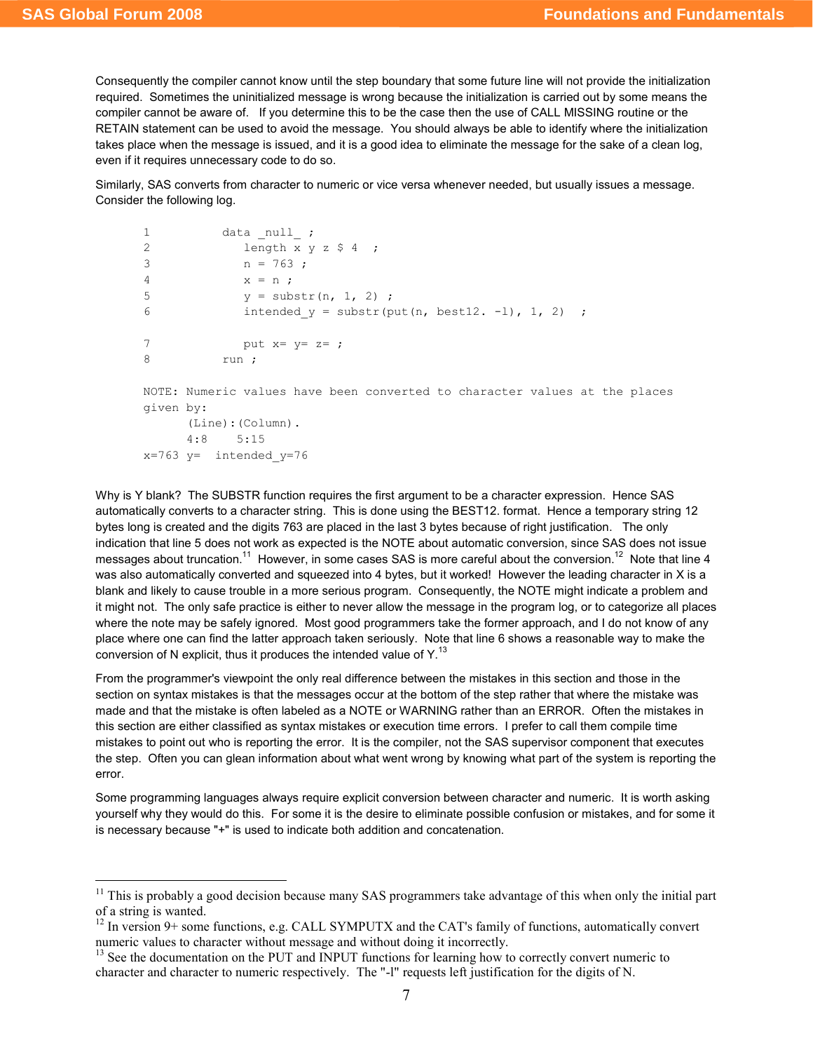Consequently the compiler cannot know until the step boundary that some future line will not provide the initialization required. Sometimes the uninitialized message is wrong because the initialization is carried out by some means the compiler cannot be aware of. If you determine this to be the case then the use of CALL MISSING routine or the RETAIN statement can be used to avoid the message. You should always be able to identify where the initialization takes place when the message is issued, and it is a good idea to eliminate the message for the sake of a clean log, even if it requires unnecessary code to do so.

Similarly, SAS converts from character to numeric or vice versa whenever needed, but usually issues a message. Consider the following log.

```
1          data _null_ ;
2             length x y z $ 4  ;
3             n = 763 ;
4             x = n ;
5             y = substr(n, 1, 2) ;
6             intended_y = substr(put(n, best12. -l), 1, 2)  ;

7             put x= y= z= ;
8          run ;

NOTE: Numeric values have been converted to character values at the places
given by:
      (Line):(Column).
      4:8    5:15
x=763 y=  intended_y=76
```

Why is Y blank? The SUBSTR function requires the first argument to be a character expression. Hence SAS automatically converts to a character string. This is done using the BEST12. format. Hence a temporary string 12 bytes long is created and the digits 763 are placed in the last 3 bytes because of right justification. The only indication that line 5 does not work as expected is the NOTE about automatic conversion, since SAS does not issue messages about truncation.[11] However, in some cases SAS is more careful about the conversion.[12] Note that line 4 was also automatically converted and squeezed into 4 bytes, but it worked! However the leading character in X is a blank and likely to cause trouble in a more serious program. Consequently, the NOTE might indicate a problem and it might not. The only safe practice is either to never allow the message in the program log, or to categorize all places where the note may be safely ignored. Most good programmers take the former approach, and I do not know of any place where one can find the latter approach taken seriously. Note that line 6 shows a reasonable way to make the conversion of N explicit, thus it produces the intended value of Y.[13]

From the programmer's viewpoint the only real difference between the mistakes in this section and those in the section on syntax mistakes is that the messages occur at the bottom of the step rather that where the mistake was made and that the mistake is often labeled as a NOTE or WARNING rather than an ERROR. Often the mistakes in this section are either classified as syntax mistakes or execution time errors. I prefer to call them compile time mistakes to point out who is reporting the error. It is the compiler, not the SAS supervisor component that executes the step. Often you can glean information about what went wrong by knowing what part of the system is reporting the error.

Some programming languages always require explicit conversion between character and numeric. It is worth asking yourself why they would do this. For some it is the desire to eliminate possible confusion or mistakes, and for some it is necessary because "+" is used to indicate both addition and concatenation.

---

[11] This is probably a good decision because many SAS programmers take advantage of this when only the initial part of a string is wanted.

[12] In version 9+ some functions, e.g. CALL SYMPUTX and the CAT's family of functions, automatically convert numeric values to character without message and without doing it incorrectly.

[13] See the documentation on the PUT and INPUT functions for learning how to correctly convert numeric to character and character to numeric respectively. The "-l" requests left justification for the digits of N.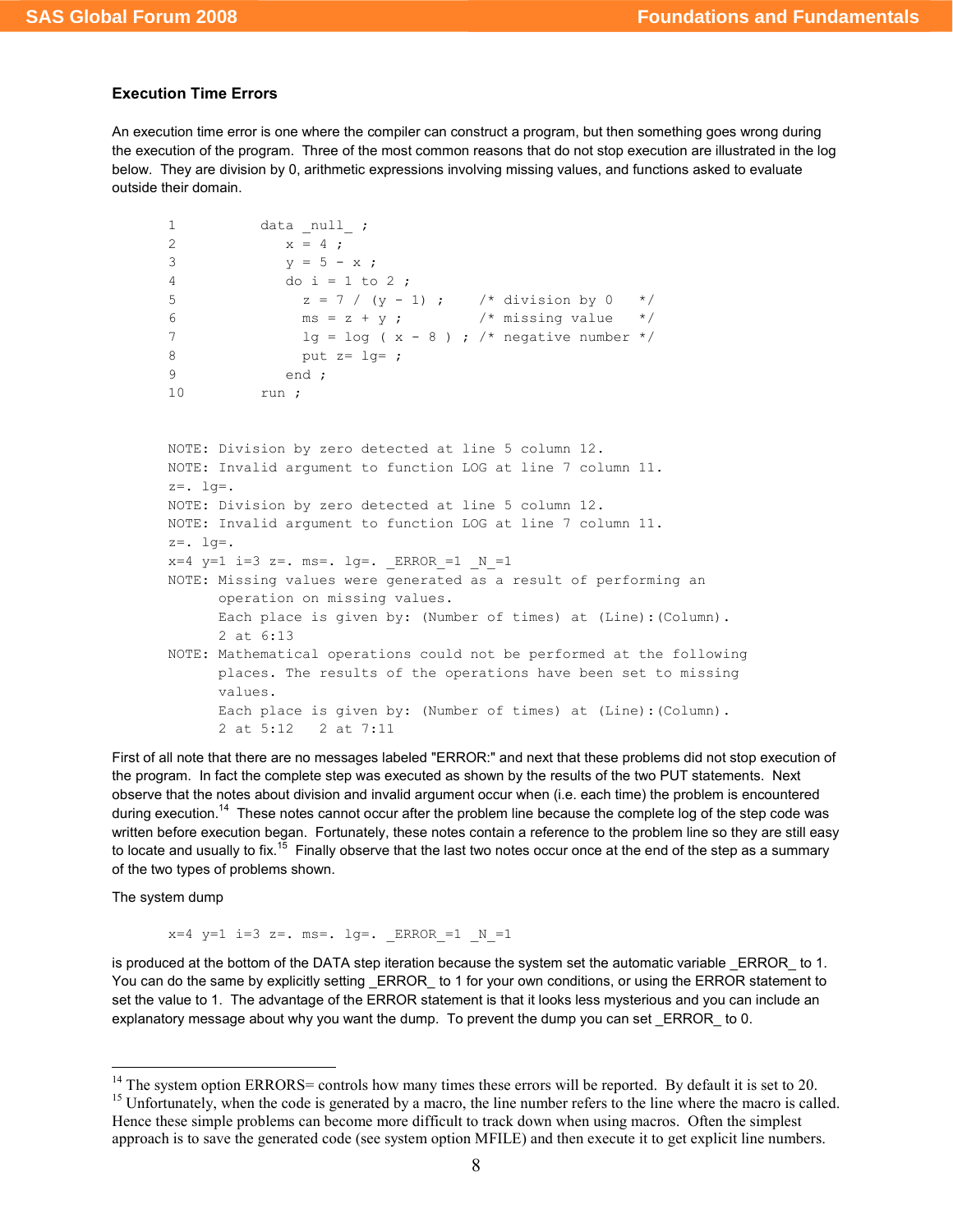### Execution Time Errors

An execution time error is one where the compiler can construct a program, but then something goes wrong during the execution of the program. Three of the most common reasons that do not stop execution are illustrated in the log below. They are division by 0, arithmetic expressions involving missing values, and functions asked to evaluate outside their domain.

```
1          data _null_ ;
2             x = 4 ;
3             y = 5 - x ;
4             do i = 1 to 2 ;
5               z = 7 / (y - 1) ;     /* division by 0   */
6               ms = z + y ;          /* missing value   */
7               lg = log ( x - 8 ) ; /* negative number */
8               put z= lg= ;
9             end ;
10         run ;


NOTE: Division by zero detected at line 5 column 12.
NOTE: Invalid argument to function LOG at line 7 column 11.
z=. lg=.
NOTE: Division by zero detected at line 5 column 12.
NOTE: Invalid argument to function LOG at line 7 column 11.
z=. lg=.
x=4 y=1 i=3 z=. ms=. lg=. _ERROR_=1 _N_=1
NOTE: Missing values were generated as a result of performing an
      operation on missing values.
      Each place is given by: (Number of times) at (Line):(Column).
      2 at 6:13
NOTE: Mathematical operations could not be performed at the following
      places. The results of the operations have been set to missing
      values.
      Each place is given by: (Number of times) at (Line):(Column).
      2 at 5:12   2 at 7:11
```

First of all note that there are no messages labeled "ERROR:" and next that these problems did not stop execution of the program. In fact the complete step was executed as shown by the results of the two PUT statements. Next observe that the notes about division and invalid argument occur when (i.e. each time) the problem is encountered during execution.[14] These notes cannot occur after the problem line because the complete log of the step code was written before execution began. Fortunately, these notes contain a reference to the problem line so they are still easy to locate and usually to fix.[15] Finally observe that the last two notes occur once at the end of the step as a summary of the two types of problems shown.

The system dump

```
x=4 y=1 i=3 z=. ms=. lg=. _ERROR_=1 _N_=1
```

is produced at the bottom of the DATA step iteration because the system set the automatic variable _ERROR_ to 1. You can do the same by explicitly setting _ERROR_ to 1 for your own conditions, or using the ERROR statement to set the value to 1. The advantage of the ERROR statement is that it looks less mysterious and you can include an explanatory message about why you want the dump. To prevent the dump you can set _ERROR_ to 0.

---

[14] The system option ERRORS= controls how many times these errors will be reported. By default it is set to 20.

[15] Unfortunately, when the code is generated by a macro, the line number refers to the line where the macro is called. Hence these simple problems can become more difficult to track down when using macros. Often the simplest approach is to save the generated code (see system option MFILE) and then execute it to get explicit line numbers.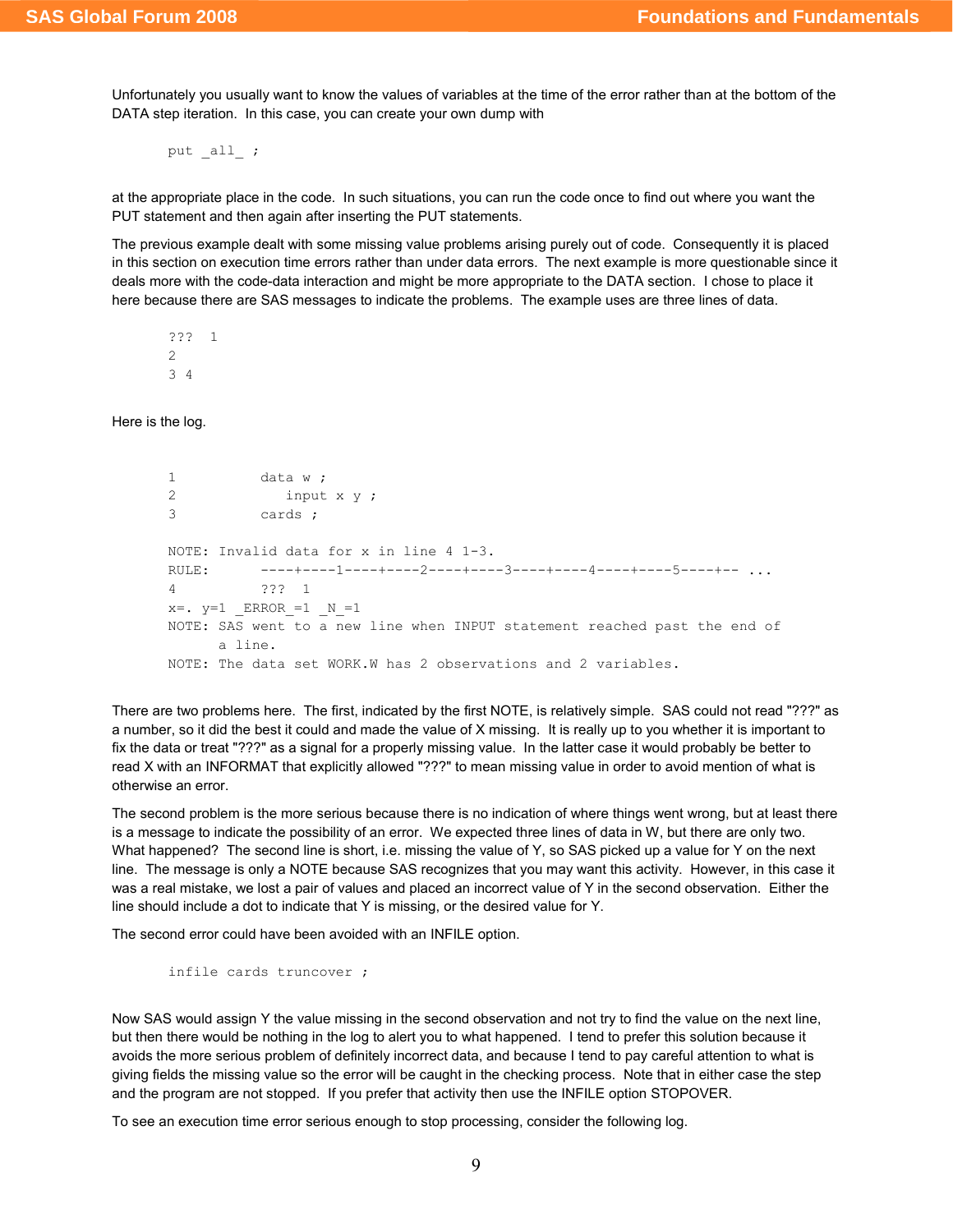Unfortunately you usually want to know the values of variables at the time of the error rather than at the bottom of the DATA step iteration. In this case, you can create your own dump with

```
put _all_ ;
```

at the appropriate place in the code. In such situations, you can run the code once to find out where you want the PUT statement and then again after inserting the PUT statements.

The previous example dealt with some missing value problems arising purely out of code. Consequently it is placed in this section on execution time errors rather than under data errors. The next example is more questionable since it deals more with the code-data interaction and might be more appropriate to the DATA section. I chose to place it here because there are SAS messages to indicate the problems. The example uses are three lines of data.

```
???  1
2
3 4
```

Here is the log.

```
1          data w ;
2             input x y ;
3          cards ;

NOTE: Invalid data for x in line 4 1-3.
RULE:      ----+----1----+----2----+----3----+----4----+----5----+-- ...
4          ???  1
x=. y=1 _ERROR_=1 _N_=1
NOTE: SAS went to a new line when INPUT statement reached past the end of
      a line.
NOTE: The data set WORK.W has 2 observations and 2 variables.
```

There are two problems here. The first, indicated by the first NOTE, is relatively simple. SAS could not read "???" as a number, so it did the best it could and made the value of X missing. It is really up to you whether it is important to fix the data or treat "???" as a signal for a properly missing value. In the latter case it would probably be better to read X with an INFORMAT that explicitly allowed "???" to mean missing value in order to avoid mention of what is otherwise an error.

The second problem is the more serious because there is no indication of where things went wrong, but at least there is a message to indicate the possibility of an error. We expected three lines of data in W, but there are only two. What happened? The second line is short, i.e. missing the value of Y, so SAS picked up a value for Y on the next line. The message is only a NOTE because SAS recognizes that you may want this activity. However, in this case it was a real mistake, we lost a pair of values and placed an incorrect value of Y in the second observation. Either the line should include a dot to indicate that Y is missing, or the desired value for Y.

The second error could have been avoided with an INFILE option.

```
infile cards truncover ;
```

Now SAS would assign Y the value missing in the second observation and not try to find the value on the next line, but then there would be nothing in the log to alert you to what happened. I tend to prefer this solution because it avoids the more serious problem of definitely incorrect data, and because I tend to pay careful attention to what is giving fields the missing value so the error will be caught in the checking process. Note that in either case the step and the program are not stopped. If you prefer that activity then use the INFILE option STOPOVER.

To see an execution time error serious enough to stop processing, consider the following log.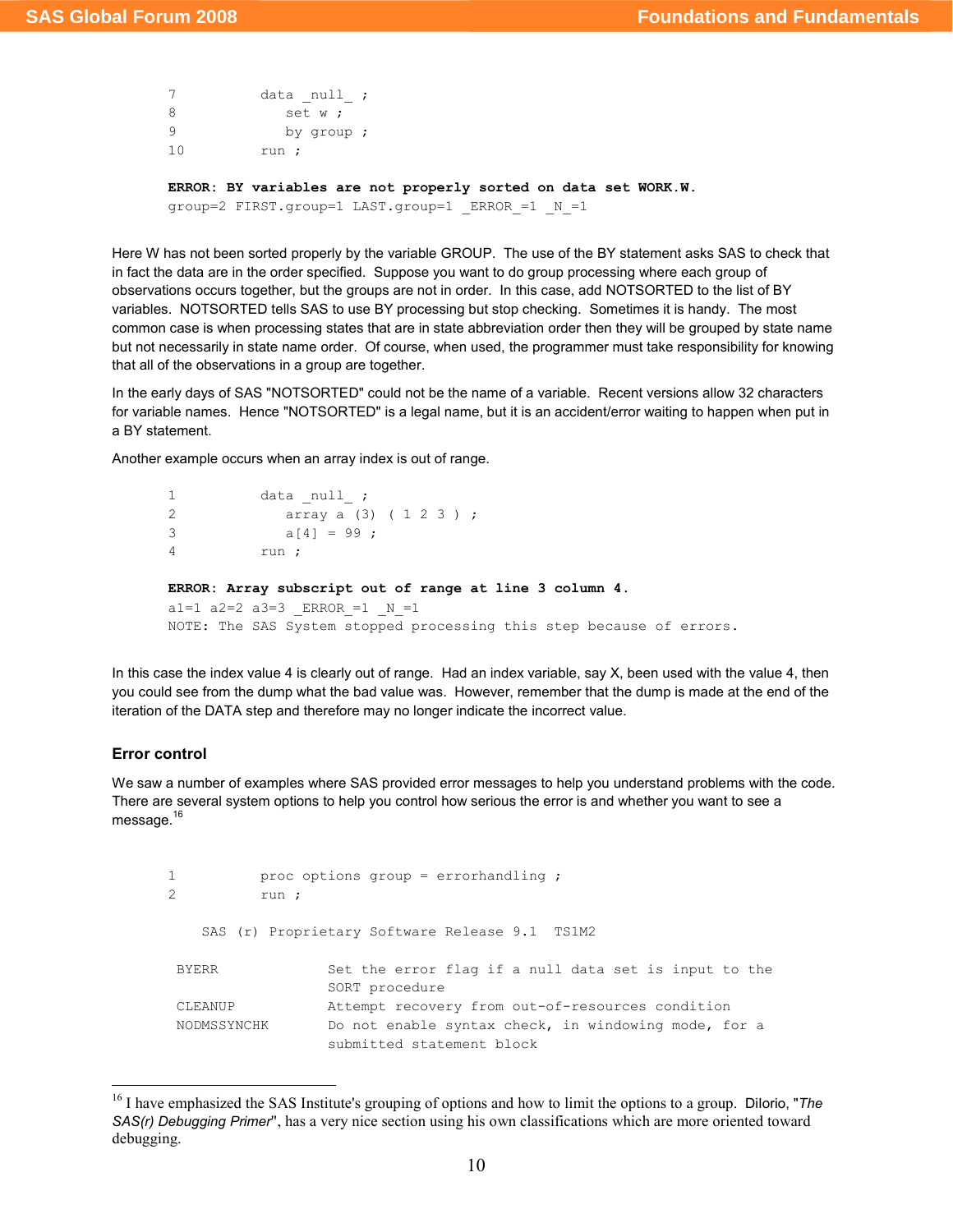```
7          data _null_ ;
8             set w ;
9             by group ;
10         run ;

ERROR: BY variables are not properly sorted on data set WORK.W.
group=2 FIRST.group=1 LAST.group=1 _ERROR_=1 _N_=1
```

Here W has not been sorted properly by the variable GROUP. The use of the BY statement asks SAS to check that in fact the data are in the order specified. Suppose you want to do group processing where each group of observations occurs together, but the groups are not in order. In this case, add NOTSORTED to the list of BY variables. NOTSORTED tells SAS to use BY processing but stop checking. Sometimes it is handy. The most common case is when processing states that are in state abbreviation order then they will be grouped by state name but not necessarily in state name order. Of course, when used, the programmer must take responsibility for knowing that all of the observations in a group are together.

In the early days of SAS "NOTSORTED" could not be the name of a variable. Recent versions allow 32 characters for variable names. Hence "NOTSORTED" is a legal name, but it is an accident/error waiting to happen when put in a BY statement.

Another example occurs when an array index is out of range.

```
1          data _null_ ;
2             array a (3)  ( 1 2 3 ) ;
3             a[4] = 99 ;
4          run ;

ERROR: Array subscript out of range at line 3 column 4.
a1=1 a2=2 a3=3 _ERROR_=1 _N_=1
NOTE: The SAS System stopped processing this step because of errors.
```

In this case the index value 4 is clearly out of range. Had an index variable, say X, been used with the value 4, then you could see from the dump what the bad value was. However, remember that the dump is made at the end of the iteration of the DATA step and therefore may no longer indicate the incorrect value.

### Error control

We saw a number of examples where SAS provided error messages to help you understand problems with the code. There are several system options to help you control how serious the error is and whether you want to see a message.[16]

```
1          proc options group = errorhandling ;
2          run ;

    SAS (r) Proprietary Software Release 9.1  TS1M2

 BYERR             Set the error flag if a null data set is input to the
                   SORT procedure
 CLEANUP           Attempt recovery from out-of-resources condition
 NODMSSYNCHK       Do not enable syntax check, in windowing mode, for a
                   submitted statement block
```

---

[16] I have emphasized the SAS Institute's grouping of options and how to limit the options to a group. DiIorio, "*The SAS(r) Debugging Primer*", has a very nice section using his own classifications which are more oriented toward debugging.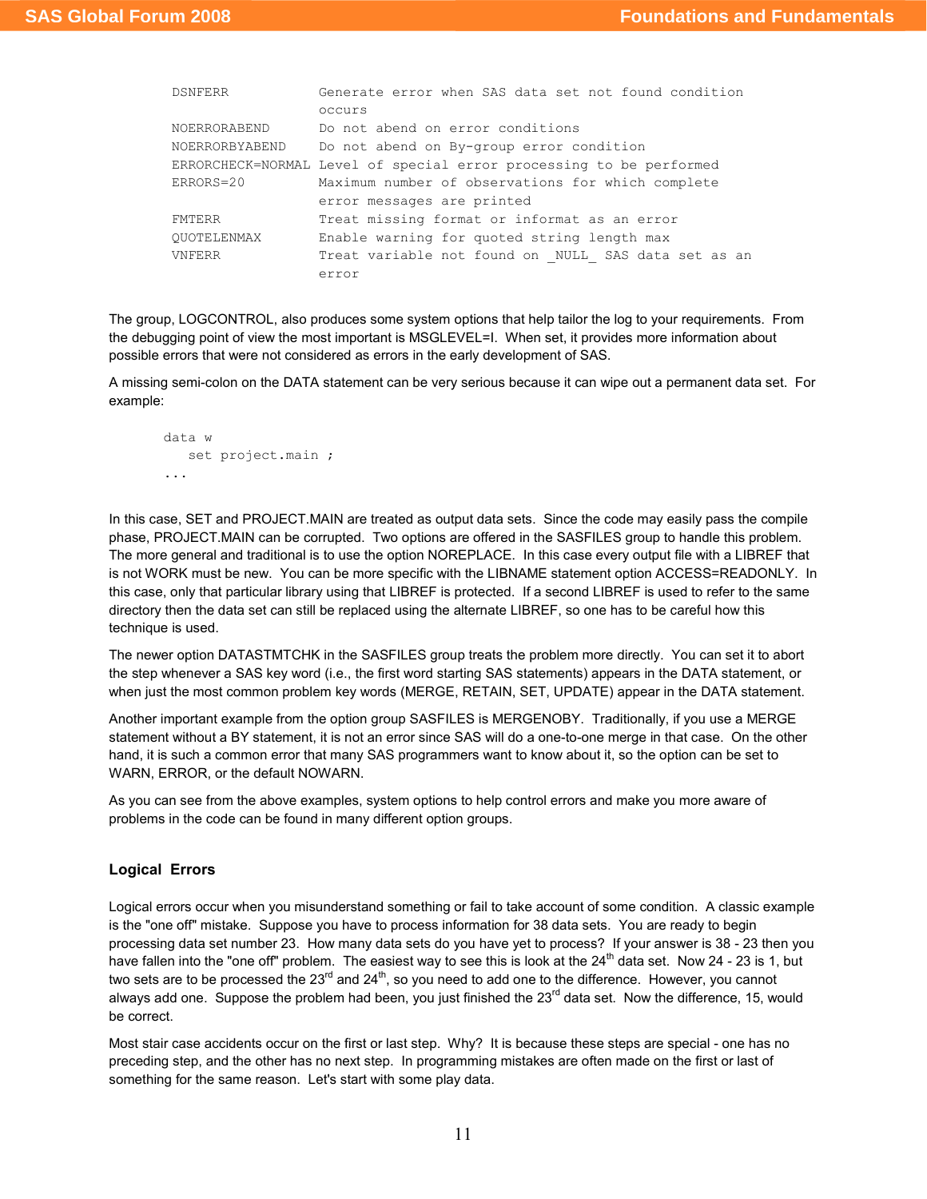```
DSNFERR            Generate error when SAS data set not found condition
                   occurs
NOERRORABEND       Do not abend on error conditions
NOERRORBYABEND     Do not abend on By-group error condition
ERRORCHECK=NORMAL  Level of special error processing to be performed
ERRORS=20          Maximum number of observations for which complete
                   error messages are printed
FMTERR             Treat missing format or informat as an error
QUOTELENMAX        Enable warning for quoted string length max
VNFERR             Treat variable not found on _NULL_ SAS data set as an
                   error
```

The group, LOGCONTROL, also produces some system options that help tailor the log to your requirements. From the debugging point of view the most important is MSGLEVEL=I. When set, it provides more information about possible errors that were not considered as errors in the early development of SAS.

A missing semi-colon on the DATA statement can be very serious because it can wipe out a permanent data set. For example:

```
data w
   set project.main ;
. . .
```

In this case, SET and PROJECT.MAIN are treated as output data sets. Since the code may easily pass the compile phase, PROJECT.MAIN can be corrupted. Two options are offered in the SASFILES group to handle this problem. The more general and traditional is to use the option NOREPLACE. In this case every output file with a LIBREF that is not WORK must be new. You can be more specific with the LIBNAME statement option ACCESS=READONLY. In this case, only that particular library using that LIBREF is protected. If a second LIBREF is used to refer to the same directory then the data set can still be replaced using the alternate LIBREF, so one has to be careful how this technique is used.

The newer option DATASTMTCHK in the SASFILES group treats the problem more directly. You can set it to abort the step whenever a SAS key word (i.e., the first word starting SAS statements) appears in the DATA statement, or when just the most common problem key words (MERGE, RETAIN, SET, UPDATE) appear in the DATA statement.

Another important example from the option group SASFILES is MERGENOBY. Traditionally, if you use a MERGE statement without a BY statement, it is not an error since SAS will do a one-to-one merge in that case. On the other hand, it is such a common error that many SAS programmers want to know about it, so the option can be set to WARN, ERROR, or the default NOWARN.

As you can see from the above examples, system options to help control errors and make you more aware of problems in the code can be found in many different option groups.

## Logical Errors

Logical errors occur when you misunderstand something or fail to take account of some condition. A classic example is the "one off" mistake. Suppose you have to process information for 38 data sets. You are ready to begin processing data set number 23. How many data sets do you have yet to process? If your answer is 38 - 23 then you have fallen into the "one off" problem. The easiest way to see this is look at the 24th data set. Now 24 - 23 is 1, but two sets are to be processed the 23rd and 24th, so you need to add one to the difference. However, you cannot always add one. Suppose the problem had been, you just finished the 23rd data set. Now the difference, 15, would be correct.

Most stair case accidents occur on the first or last step. Why? It is because these steps are special - one has no preceding step, and the other has no next step. In programming mistakes are often made on the first or last of something for the same reason. Let's start with some play data.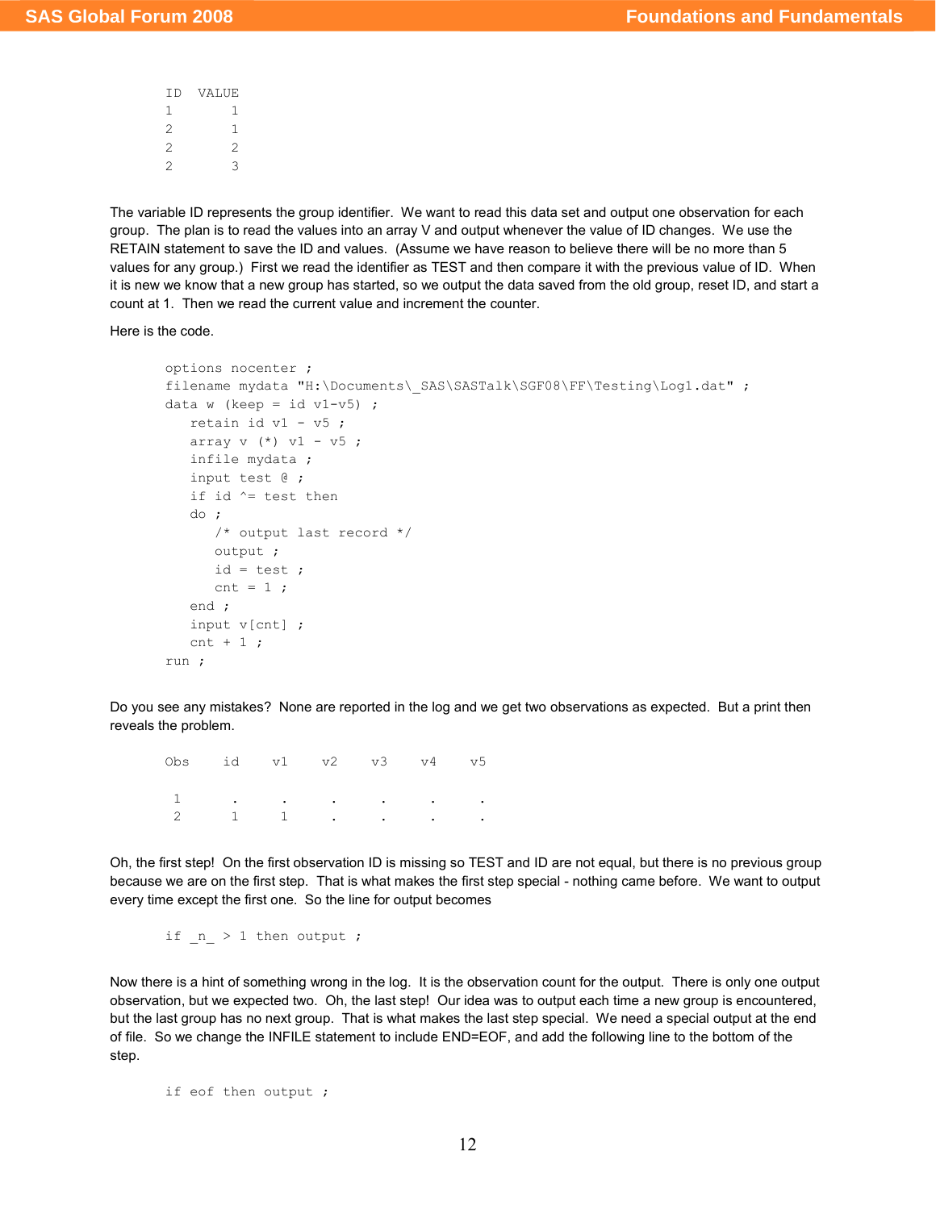```
ID  VALUE
1       1
2       1
2       2
2       3
```

The variable ID represents the group identifier. We want to read this data set and output one observation for each group. The plan is to read the values into an array V and output whenever the value of ID changes. We use the RETAIN statement to save the ID and values. (Assume we have reason to believe there will be no more than 5 values for any group.) First we read the identifier as TEST and then compare it with the previous value of ID. When it is new we know that a new group has started, so we output the data saved from the old group, reset ID, and start a count at 1. Then we read the current value and increment the counter.

Here is the code.

```
options nocenter ;
filename mydata "H:\Documents\_SAS\SASTalk\SGF08\FF\Testing\Log1.dat" ;
data w (keep = id v1-v5) ;
   retain id v1 - v5 ;
   array v (*) v1 - v5 ;
   infile mydata ;
   input test @ ;
   if id ^= test then
   do ;
      /* output last record */
      output ;
      id = test ;
      cnt = 1 ;
   end ;
   input v[cnt] ;
   cnt + 1 ;
run ;
```

Do you see any mistakes? None are reported in the log and we get two observations as expected. But a print then reveals the problem.

```
Obs    id    v1    v2    v3    v4    v5

 1      .     .     .     .     .     .
 2      1     1     .     .     .     .
```

Oh, the first step! On the first observation ID is missing so TEST and ID are not equal, but there is no previous group because we are on the first step. That is what makes the first step special - nothing came before. We want to output every time except the first one. So the line for output becomes

```
if _n_ > 1 then output ;
```

Now there is a hint of something wrong in the log. It is the observation count for the output. There is only one output observation, but we expected two. Oh, the last step! Our idea was to output each time a new group is encountered, but the last group has no next group. That is what makes the last step special. We need a special output at the end of file. So we change the INFILE statement to include END=EOF, and add the following line to the bottom of the step.

```
if eof then output ;
```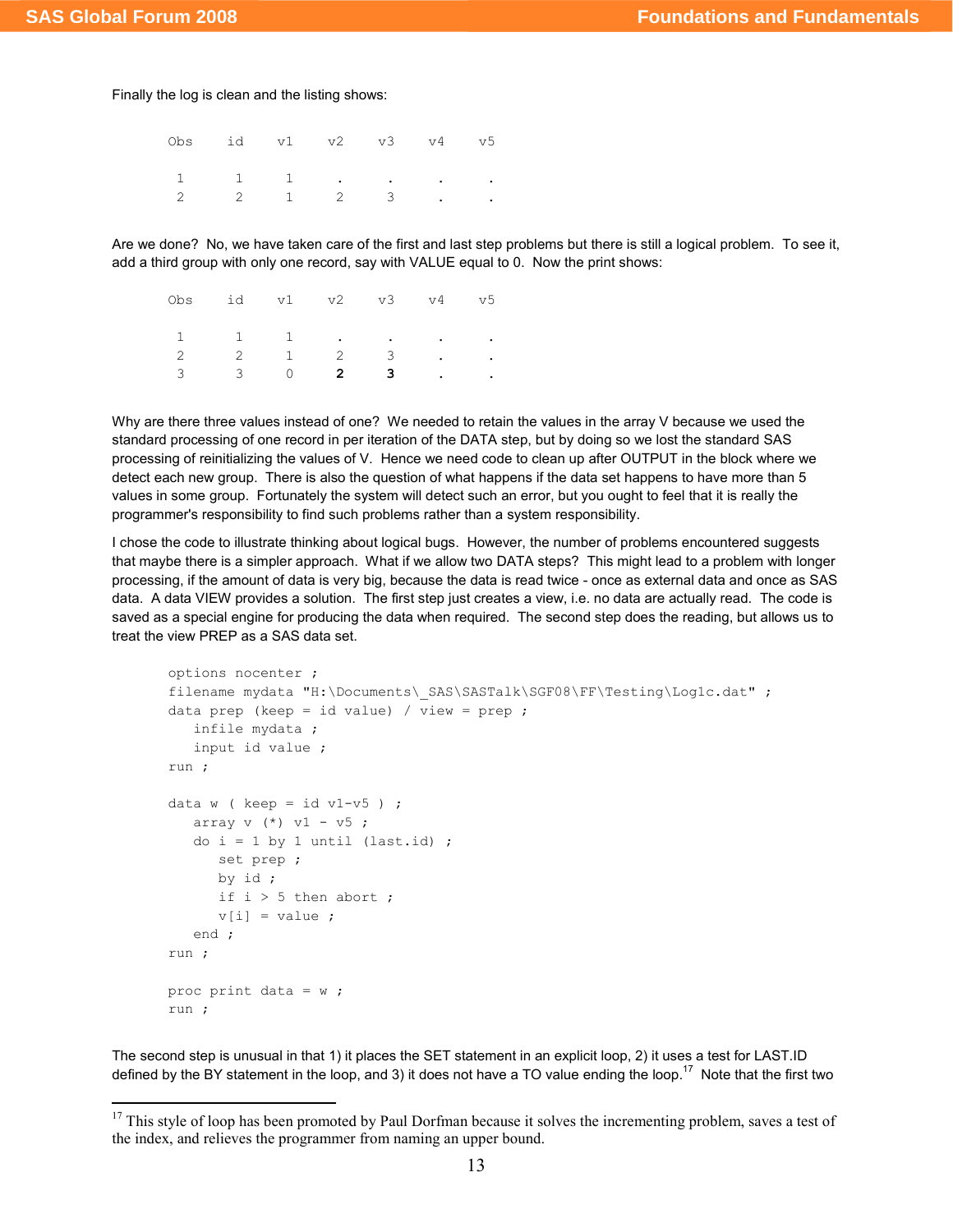Finally the log is clean and the listing shows:

```
Obs    id    v1    v2    v3    v4    v5

 1      1     1     .     .     .     .
 2      2     1     2     3     .     .
```

Are we done? No, we have taken care of the first and last step problems but there is still a logical problem. To see it, add a third group with only one record, say with VALUE equal to 0. Now the print shows:

```
Obs    id    v1    v2    v3    v4    v5

 1      1     1     .     .     .     .
 2      2     1     2     3     .     .
 3      3     0     2     3     .     .
```

Why are there three values instead of one? We needed to retain the values in the array V because we used the standard processing of one record in per iteration of the DATA step, but by doing so we lost the standard SAS processing of reinitializing the values of V. Hence we need code to clean up after OUTPUT in the block where we detect each new group. There is also the question of what happens if the data set happens to have more than 5 values in some group. Fortunately the system will detect such an error, but you ought to feel that it is really the programmer's responsibility to find such problems rather than a system responsibility.

I chose the code to illustrate thinking about logical bugs. However, the number of problems encountered suggests that maybe there is a simpler approach. What if we allow two DATA steps? This might lead to a problem with longer processing, if the amount of data is very big, because the data is read twice - once as external data and once as SAS data. A data VIEW provides a solution. The first step just creates a view, i.e. no data are actually read. The code is saved as a special engine for producing the data when required. The second step does the reading, but allows us to treat the view PREP as a SAS data set.

```
options nocenter ;
filename mydata "H:\Documents\_SAS\SASTalk\SGF08\FF\Testing\Log1c.dat" ;
data prep (keep = id value) / view = prep ;
   infile mydata ;
   input id value ;
run ;

data w ( keep = id v1-v5 ) ;
   array v (*) v1 - v5 ;
   do i = 1 by 1 until (last.id) ;
      set prep ;
      by id ;
      if i > 5 then abort ;
      v[i] = value ;
   end ;
run ;

proc print data = w ;
run ;
```

The second step is unusual in that 1) it places the SET statement in an explicit loop, 2) it uses a test for LAST.ID defined by the BY statement in the loop, and 3) it does not have a TO value ending the loop.[17] Note that the first two

[17] This style of loop has been promoted by Paul Dorfman because it solves the incrementing problem, saves a test of the index, and relieves the programmer from naming an upper bound.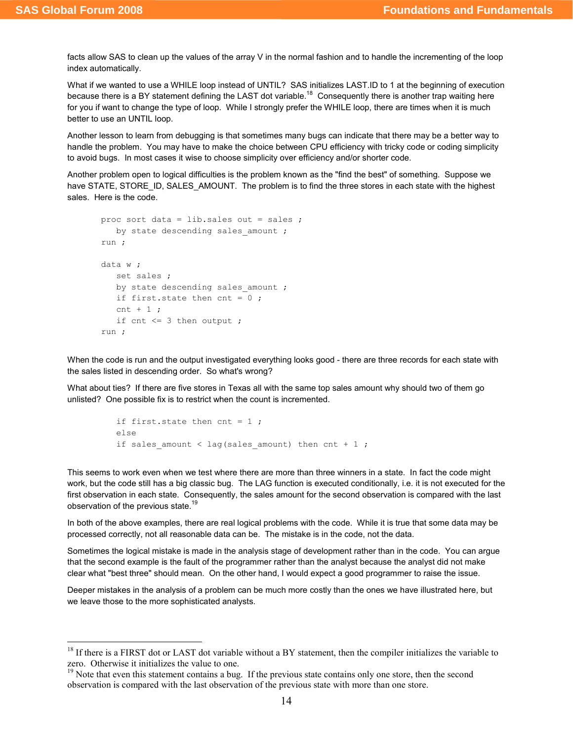facts allow SAS to clean up the values of the array V in the normal fashion and to handle the incrementing of the loop index automatically.

What if we wanted to use a WHILE loop instead of UNTIL? SAS initializes LAST.ID to 1 at the beginning of execution because there is a BY statement defining the LAST dot variable.[18] Consequently there is another trap waiting here for you if want to change the type of loop. While I strongly prefer the WHILE loop, there are times when it is much better to use an UNTIL loop.

Another lesson to learn from debugging is that sometimes many bugs can indicate that there may be a better way to handle the problem. You may have to make the choice between CPU efficiency with tricky code or coding simplicity to avoid bugs. In most cases it wise to choose simplicity over efficiency and/or shorter code.

Another problem open to logical difficulties is the problem known as the "find the best" of something. Suppose we have STATE, STORE_ID, SALES_AMOUNT. The problem is to find the three stores in each state with the highest sales. Here is the code.

```
proc sort data = lib.sales out = sales ;
   by state descending sales_amount ;
run ;

data w ;
   set sales ;
   by state descending sales_amount ;
   if first.state then cnt = 0 ;
   cnt + 1 ;
   if cnt <= 3 then output ;
run ;
```

When the code is run and the output investigated everything looks good - there are three records for each state with the sales listed in descending order. So what's wrong?

What about ties? If there are five stores in Texas all with the same top sales amount why should two of them go unlisted? One possible fix is to restrict when the count is incremented.

```
   if first.state then cnt = 1 ;
   else
   if sales_amount < lag(sales_amount) then cnt + 1 ;
```

This seems to work even when we test where there are more than three winners in a state. In fact the code might work, but the code still has a big classic bug. The LAG function is executed conditionally, i.e. it is not executed for the first observation in each state. Consequently, the sales amount for the second observation is compared with the last observation of the previous state.[19]

In both of the above examples, there are real logical problems with the code. While it is true that some data may be processed correctly, not all reasonable data can be. The mistake is in the code, not the data.

Sometimes the logical mistake is made in the analysis stage of development rather than in the code. You can argue that the second example is the fault of the programmer rather than the analyst because the analyst did not make clear what "best three" should mean. On the other hand, I would expect a good programmer to raise the issue.

Deeper mistakes in the analysis of a problem can be much more costly than the ones we have illustrated here, but we leave those to the more sophisticated analysts.

---

[18] If there is a FIRST dot or LAST dot variable without a BY statement, then the compiler initializes the variable to zero. Otherwise it initializes the value to one.

[19] Note that even this statement contains a bug. If the previous state contains only one store, then the second observation is compared with the last observation of the previous state with more than one store.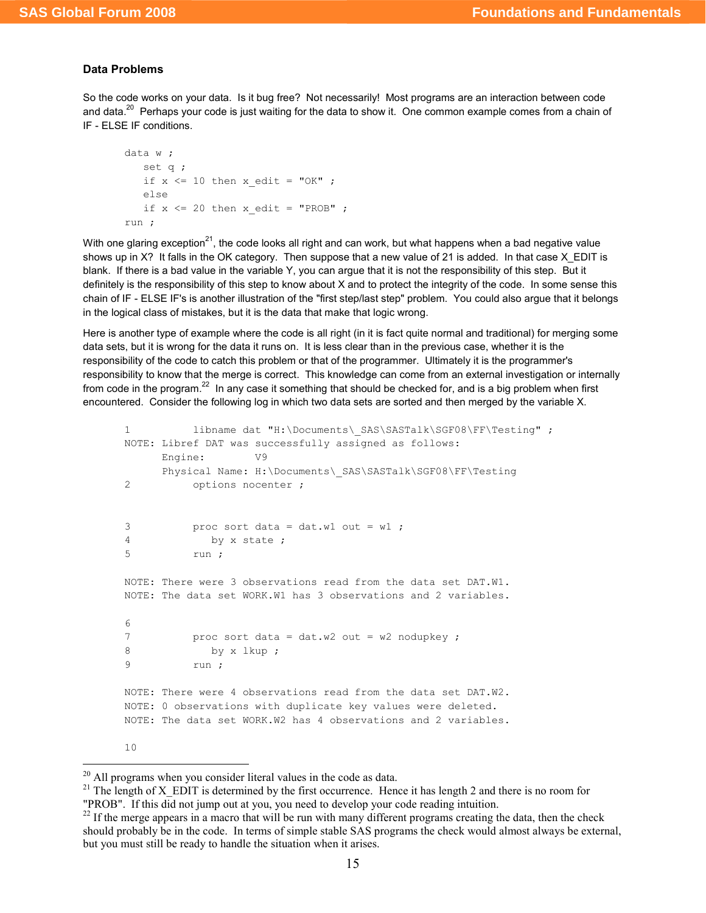### Data Problems

So the code works on your data. Is it bug free? Not necessarily! Most programs are an interaction between code and data.[20] Perhaps your code is just waiting for the data to show it. One common example comes from a chain of IF - ELSE IF conditions.

```
data w ;
   set q ;
   if x <= 10 then x_edit = "OK" ;
   else
   if x <= 20 then x_edit = "PROB" ;
run ;
```

With one glaring exception[21], the code looks all right and can work, but what happens when a bad negative value shows up in X? It falls in the OK category. Then suppose that a new value of 21 is added. In that case X_EDIT is blank. If there is a bad value in the variable Y, you can argue that it is not the responsibility of this step. But it definitely is the responsibility of this step to know about X and to protect the integrity of the code. In some sense this chain of IF - ELSE IF's is another illustration of the "first step/last step" problem. You could also argue that it belongs in the logical class of mistakes, but it is the data that make that logic wrong.

Here is another type of example where the code is all right (in it is fact quite normal and traditional) for merging some data sets, but it is wrong for the data it runs on. It is less clear than in the previous case, whether it is the responsibility of the code to catch this problem or that of the programmer. Ultimately it is the programmer's responsibility to know that the merge is correct. This knowledge can come from an external investigation or internally from code in the program.[22] In any case it something that should be checked for, and is a big problem when first encountered. Consider the following log in which two data sets are sorted and then merged by the variable X.

```
1          libname dat "H:\Documents\_SAS\SASTalk\SGF08\FF\Testing" ;
NOTE: Libref DAT was successfully assigned as follows:
      Engine:        V9
      Physical Name: H:\Documents\_SAS\SASTalk\SGF08\FF\Testing
2          options nocenter ;


3          proc sort data = dat.w1 out = w1 ;
4             by x state ;
5          run ;

NOTE: There were 3 observations read from the data set DAT.W1.
NOTE: The data set WORK.W1 has 3 observations and 2 variables.

6
7          proc sort data = dat.w2 out = w2 nodupkey ;
8             by x lkup ;
9          run ;

NOTE: There were 4 observations read from the data set DAT.W2.
NOTE: 0 observations with duplicate key values were deleted.
NOTE: The data set WORK.W2 has 4 observations and 2 variables.

10
```

---

[20] All programs when you consider literal values in the code as data.

[21] The length of X_EDIT is determined by the first occurrence. Hence it has length 2 and there is no room for "PROB". If this did not jump out at you, you need to develop your code reading intuition.

[22] If the merge appears in a macro that will be run with many different programs creating the data, then the check should probably be in the code. In terms of simple stable SAS programs the check would almost always be external, but you must still be ready to handle the situation when it arises.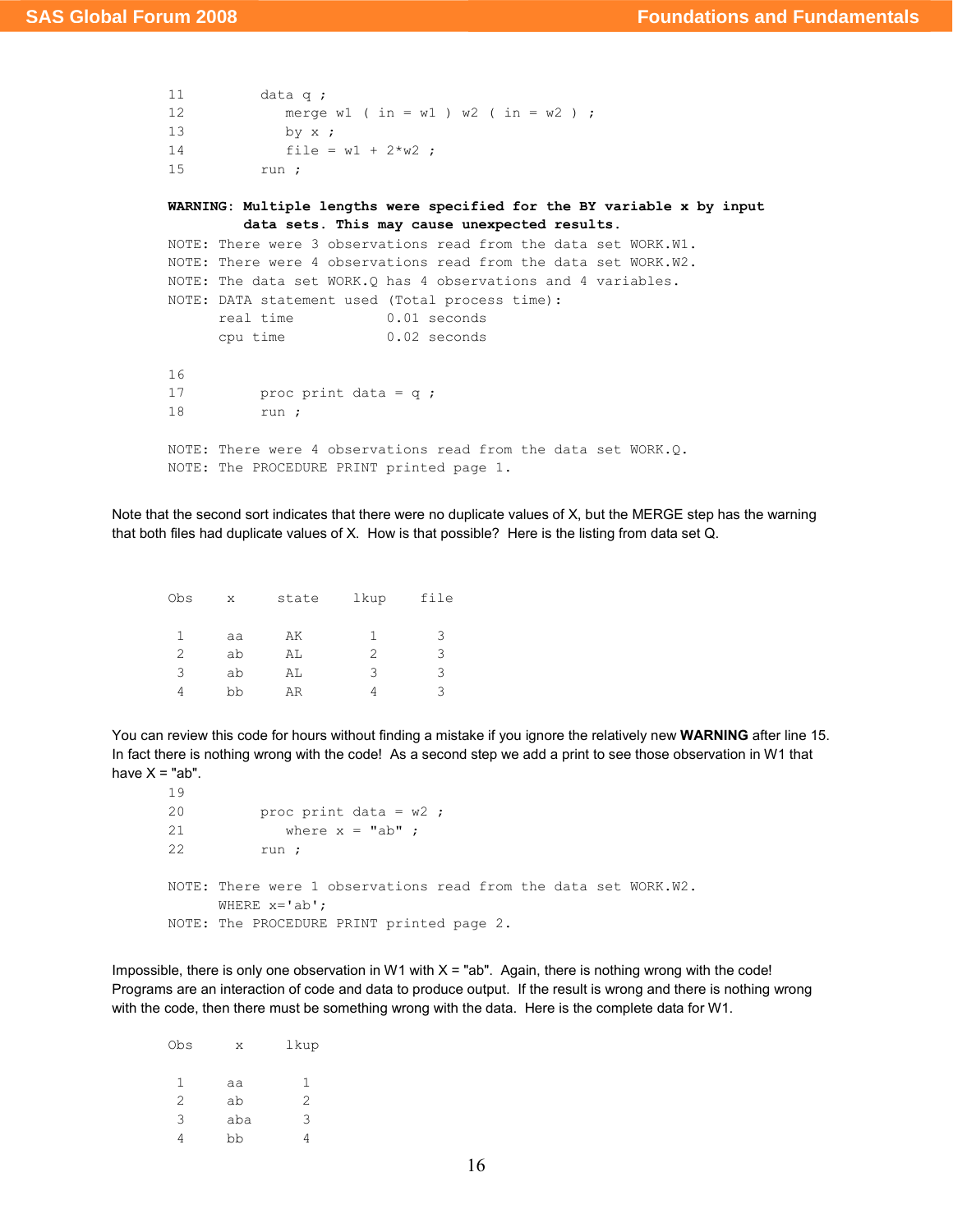```
11         data q ;
12            merge w1 ( in = w1 ) w2 ( in = w2 ) ;
13            by x ;
14            file = w1 + 2*w2 ;
15         run ;
```

```
WARNING: Multiple lengths were specified for the BY variable x by input
         data sets. This may cause unexpected results.
NOTE: There were 3 observations read from the data set WORK.W1.
NOTE: There were 4 observations read from the data set WORK.W2.
NOTE: The data set WORK.Q has 4 observations and 4 variables.
NOTE: DATA statement used (Total process time):
      real time           0.01 seconds
      cpu time            0.02 seconds

16
17         proc print data = q ;
18         run ;

NOTE: There were 4 observations read from the data set WORK.Q.
NOTE: The PROCEDURE PRINT printed page 1.
```

Note that the second sort indicates that there were no duplicate values of X, but the MERGE step has the warning that both files had duplicate values of X. How is that possible? Here is the listing from data set Q.

```
Obs    x     state    lkup    file

 1     aa     AK        1       3
 2     ab     AL        2       3
 3     ab     AL        3       3
 4     bb     AR        4       3
```

You can review this code for hours without finding a mistake if you ignore the relatively new **WARNING** after line 15. In fact there is nothing wrong with the code! As a second step we add a print to see those observation in W1 that have X = "ab".

```
19
20         proc print data = w2 ;
21            where x = "ab" ;
22         run ;

NOTE: There were 1 observations read from the data set WORK.W2.
      WHERE x='ab';
NOTE: The PROCEDURE PRINT printed page 2.
```

Impossible, there is only one observation in W1 with X = "ab". Again, there is nothing wrong with the code! Programs are an interaction of code and data to produce output. If the result is wrong and there is nothing wrong with the code, then there must be something wrong with the data. Here is the complete data for W1.

```
Obs     x     lkup

 1     aa       1
 2     ab       2
 3     aba      3
 4     bb       4
```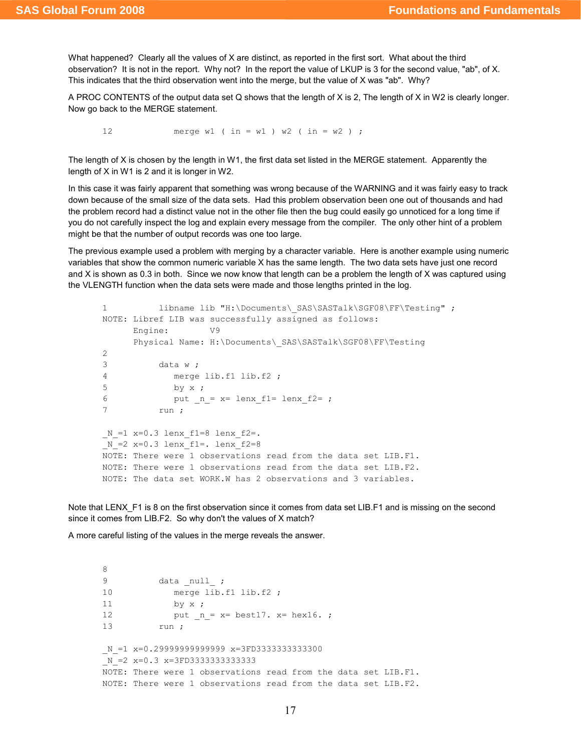What happened? Clearly all the values of X are distinct, as reported in the first sort. What about the third observation? It is not in the report. Why not? In the report the value of LKUP is 3 for the second value, "ab", of X. This indicates that the third observation went into the merge, but the value of X was "ab". Why?

A PROC CONTENTS of the output data set Q shows that the length of X is 2, The length of X in W2 is clearly longer. Now go back to the MERGE statement.

```
12            merge w1 ( in = w1 ) w2 ( in = w2 ) ;
```

The length of X is chosen by the length in W1, the first data set listed in the MERGE statement. Apparently the length of X in W1 is 2 and it is longer in W2.

In this case it was fairly apparent that something was wrong because of the WARNING and it was fairly easy to track down because of the small size of the data sets. Had this problem observation been one out of thousands and had the problem record had a distinct value not in the other file then the bug could easily go unnoticed for a long time if you do not carefully inspect the log and explain every message from the compiler. The only other hint of a problem might be that the number of output records was one too large.

The previous example used a problem with merging by a character variable. Here is another example using numeric variables that show the common numeric variable X has the same length. The two data sets have just one record and X is shown as 0.3 in both. Since we now know that length can be a problem the length of X was captured using the VLENGTH function when the data sets were made and those lengths printed in the log.

```
1          libname lib "H:\Documents\_SAS\SASTalk\SGF08\FF\Testing" ;
NOTE: Libref LIB was successfully assigned as follows:
      Engine:        V9
      Physical Name: H:\Documents\_SAS\SASTalk\SGF08\FF\Testing
2
3          data w ;
4             merge lib.f1 lib.f2 ;
5             by x ;
6             put _n_= x= lenx_f1= lenx_f2= ;
7          run ;

_N_=1 x=0.3 lenx_f1=8 lenx_f2=.
_N_=2 x=0.3 lenx_f1=. lenx_f2=8
NOTE: There were 1 observations read from the data set LIB.F1.
NOTE: There were 1 observations read from the data set LIB.F2.
NOTE: The data set WORK.W has 2 observations and 3 variables.
```

Note that LENX_F1 is 8 on the first observation since it comes from data set LIB.F1 and is missing on the second since it comes from LIB.F2. So why don't the values of X match?

A more careful listing of the values in the merge reveals the answer.

```
8
9          data _null_ ;
10            merge lib.f1 lib.f2 ;
11            by x ;
12            put _n_= x= best17. x= hex16. ;
13         run ;

_N_=1 x=0.29999999999999 x=3FD3333333333300
_N_=2 x=0.3 x=3FD3333333333333
NOTE: There were 1 observations read from the data set LIB.F1.
NOTE: There were 1 observations read from the data set LIB.F2.
```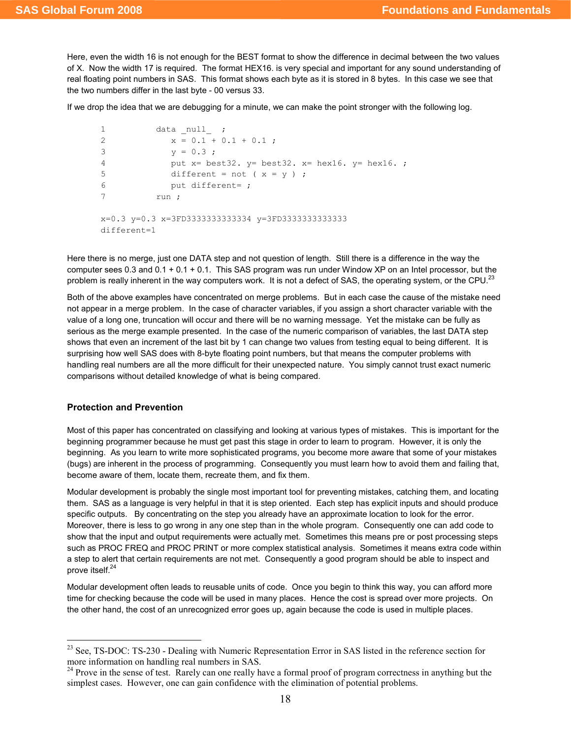Here, even the width 16 is not enough for the BEST format to show the difference in decimal between the two values of X. Now the width 17 is required. The format HEX16. is very special and important for any sound understanding of real floating point numbers in SAS. This format shows each byte as it is stored in 8 bytes. In this case we see that the two numbers differ in the last byte - 00 versus 33.

If we drop the idea that we are debugging for a minute, we can make the point stronger with the following log.

```
1          data _null_  ;
2             x = 0.1 + 0.1 + 0.1 ;
3             y = 0.3 ;
4             put x= best32. y= best32. x= hex16. y= hex16. ;
5             different = not ( x = y ) ;
6             put different= ;
7          run ;

x=0.3 y=0.3 x=3FD3333333333334 y=3FD3333333333333
different=1
```

Here there is no merge, just one DATA step and not question of length. Still there is a difference in the way the computer sees 0.3 and 0.1 + 0.1 + 0.1. This SAS program was run under Window XP on an Intel processor, but the problem is really inherent in the way computers work. It is not a defect of SAS, the operating system, or the CPU.[23]

Both of the above examples have concentrated on merge problems. But in each case the cause of the mistake need not appear in a merge problem. In the case of character variables, if you assign a short character variable with the value of a long one, truncation will occur and there will be no warning message. Yet the mistake can be fully as serious as the merge example presented. In the case of the numeric comparison of variables, the last DATA step shows that even an increment of the last bit by 1 can change two values from testing equal to being different. It is surprising how well SAS does with 8-byte floating point numbers, but that means the computer problems with handling real numbers are all the more difficult for their unexpected nature. You simply cannot trust exact numeric comparisons without detailed knowledge of what is being compared.

## Protection and Prevention

Most of this paper has concentrated on classifying and looking at various types of mistakes. This is important for the beginning programmer because he must get past this stage in order to learn to program. However, it is only the beginning. As you learn to write more sophisticated programs, you become more aware that some of your mistakes (bugs) are inherent in the process of programming. Consequently you must learn how to avoid them and failing that, become aware of them, locate them, recreate them, and fix them.

Modular development is probably the single most important tool for preventing mistakes, catching them, and locating them. SAS as a language is very helpful in that it is step oriented. Each step has explicit inputs and should produce specific outputs. By concentrating on the step you already have an approximate location to look for the error. Moreover, there is less to go wrong in any one step than in the whole program. Consequently one can add code to show that the input and output requirements were actually met. Sometimes this means pre or post processing steps such as PROC FREQ and PROC PRINT or more complex statistical analysis. Sometimes it means extra code within a step to alert that certain requirements are not met. Consequently a good program should be able to inspect and prove itself.[24]

Modular development often leads to reusable units of code. Once you begin to think this way, you can afford more time for checking because the code will be used in many places. Hence the cost is spread over more projects. On the other hand, the cost of an unrecognized error goes up, again because the code is used in multiple places.

---

[23] See, TS-DOC: TS-230 - Dealing with Numeric Representation Error in SAS listed in the reference section for more information on handling real numbers in SAS.

[24] Prove in the sense of test. Rarely can one really have a formal proof of program correctness in anything but the simplest cases. However, one can gain confidence with the elimination of potential problems.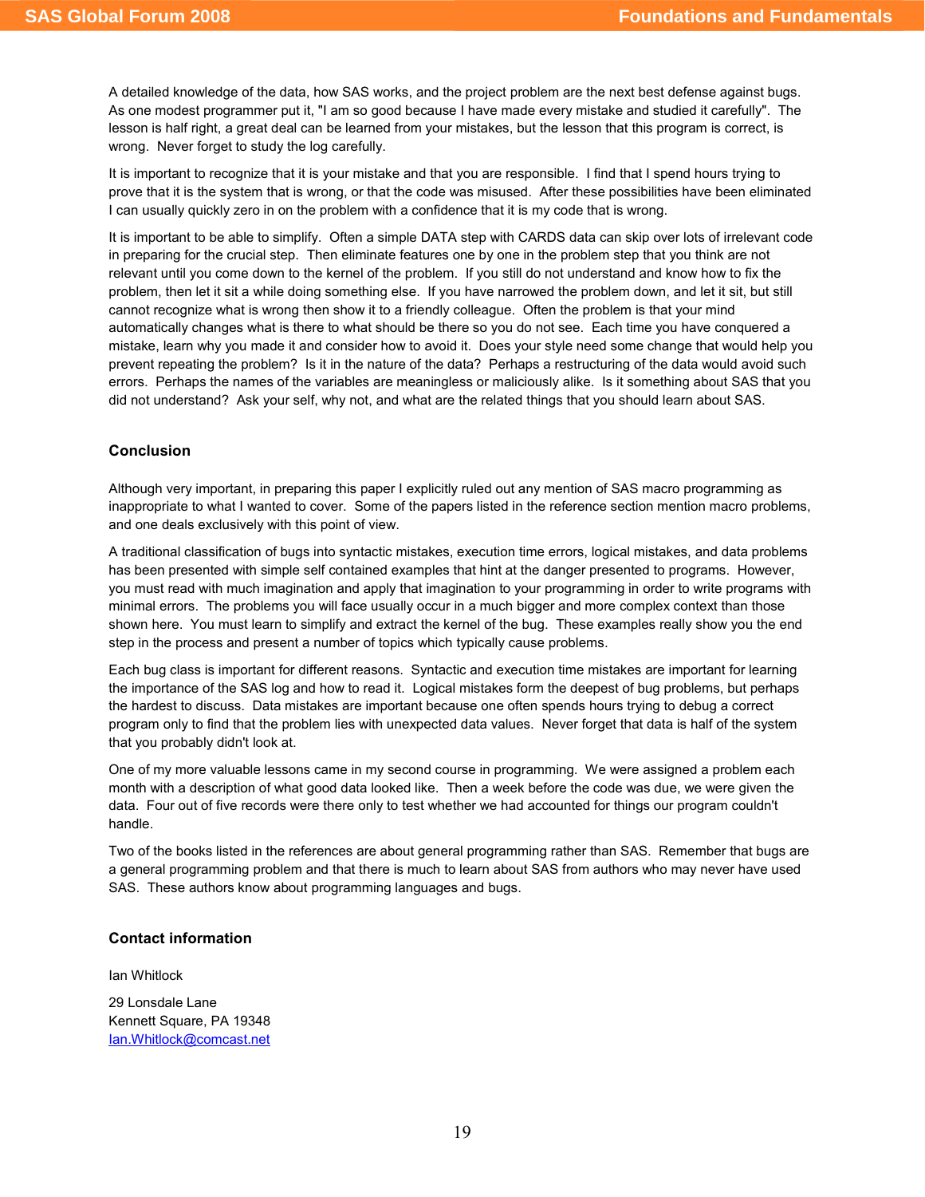A detailed knowledge of the data, how SAS works, and the project problem are the next best defense against bugs. As one modest programmer put it, "I am so good because I have made every mistake and studied it carefully". The lesson is half right, a great deal can be learned from your mistakes, but the lesson that this program is correct, is wrong. Never forget to study the log carefully.

It is important to recognize that it is your mistake and that you are responsible. I find that I spend hours trying to prove that it is the system that is wrong, or that the code was misused. After these possibilities have been eliminated I can usually quickly zero in on the problem with a confidence that it is my code that is wrong.

It is important to be able to simplify. Often a simple DATA step with CARDS data can skip over lots of irrelevant code in preparing for the crucial step. Then eliminate features one by one in the problem step that you think are not relevant until you come down to the kernel of the problem. If you still do not understand and know how to fix the problem, then let it sit a while doing something else. If you have narrowed the problem down, and let it sit, but still cannot recognize what is wrong then show it to a friendly colleague. Often the problem is that your mind automatically changes what is there to what should be there so you do not see. Each time you have conquered a mistake, learn why you made it and consider how to avoid it. Does your style need some change that would help you prevent repeating the problem? Is it in the nature of the data? Perhaps a restructuring of the data would avoid such errors. Perhaps the names of the variables are meaningless or maliciously alike. Is it something about SAS that you did not understand? Ask your self, why not, and what are the related things that you should learn about SAS.

### Conclusion

Although very important, in preparing this paper I explicitly ruled out any mention of SAS macro programming as inappropriate to what I wanted to cover. Some of the papers listed in the reference section mention macro problems, and one deals exclusively with this point of view.

A traditional classification of bugs into syntactic mistakes, execution time errors, logical mistakes, and data problems has been presented with simple self contained examples that hint at the danger presented to programs. However, you must read with much imagination and apply that imagination to your programming in order to write programs with minimal errors. The problems you will face usually occur in a much bigger and more complex context than those shown here. You must learn to simplify and extract the kernel of the bug. These examples really show you the end step in the process and present a number of topics which typically cause problems.

Each bug class is important for different reasons. Syntactic and execution time mistakes are important for learning the importance of the SAS log and how to read it. Logical mistakes form the deepest of bug problems, but perhaps the hardest to discuss. Data mistakes are important because one often spends hours trying to debug a correct program only to find that the problem lies with unexpected data values. Never forget that data is half of the system that you probably didn't look at.

One of my more valuable lessons came in my second course in programming. We were assigned a problem each month with a description of what good data looked like. Then a week before the code was due, we were given the data. Four out of five records were there only to test whether we had accounted for things our program couldn't handle.

Two of the books listed in the references are about general programming rather than SAS. Remember that bugs are a general programming problem and that there is much to learn about SAS from authors who may never have used SAS. These authors know about programming languages and bugs.

### Contact information

Ian Whitlock

29 Lonsdale Lane
Kennett Square, PA 19348
Ian.Whitlock@comcast.net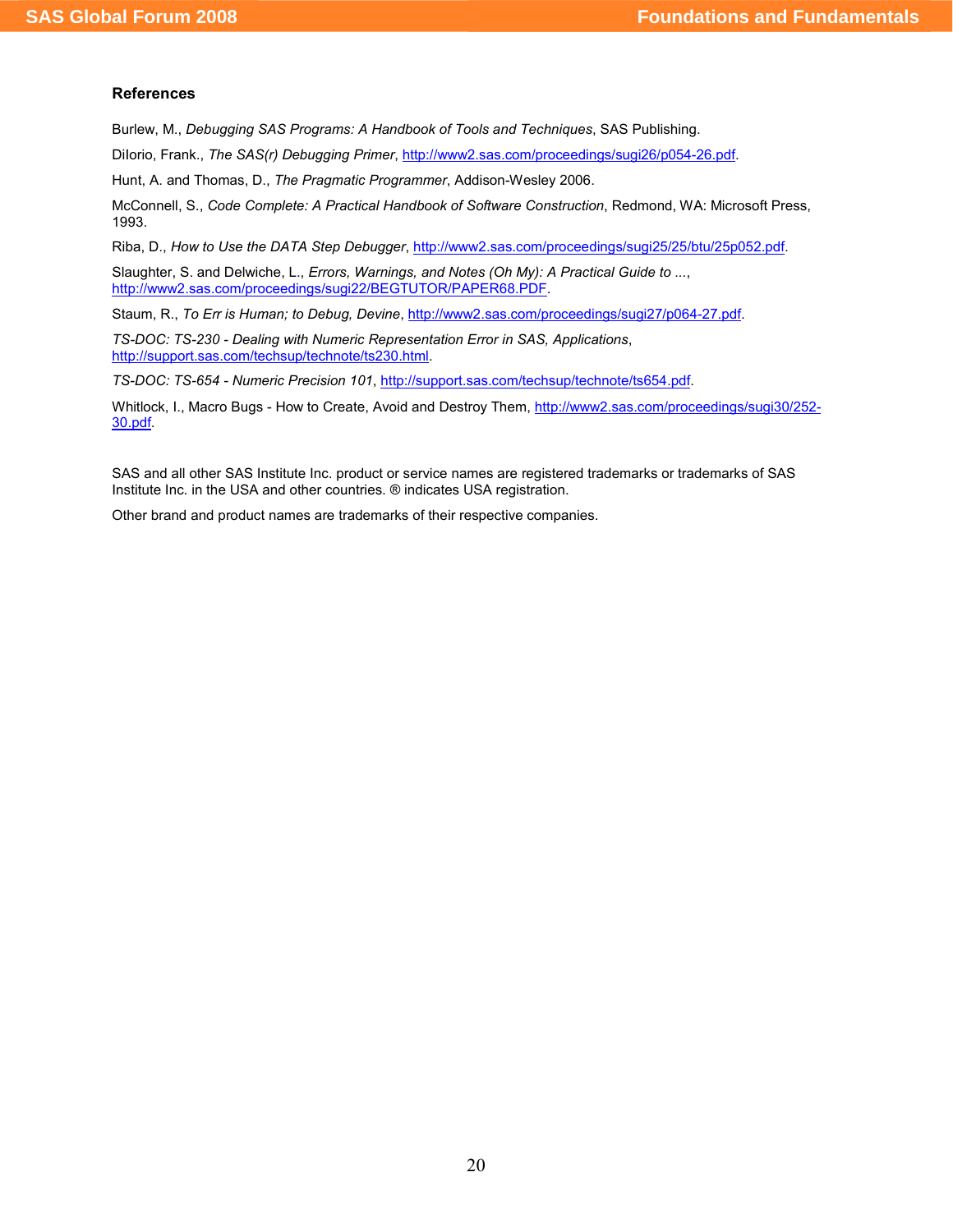## References

Burlew, M., *Debugging SAS Programs: A Handbook of Tools and Techniques*, SAS Publishing.

DiIorio, Frank., *The SAS(r) Debugging Primer*, http://www2.sas.com/proceedings/sugi26/p054-26.pdf.

Hunt, A. and Thomas, D., *The Pragmatic Programmer*, Addison-Wesley 2006.

McConnell, S., *Code Complete: A Practical Handbook of Software Construction*, Redmond, WA: Microsoft Press, 1993.

Riba, D., *How to Use the DATA Step Debugger*, http://www2.sas.com/proceedings/sugi25/25/btu/25p052.pdf.

Slaughter, S. and Delwiche, L., *Errors, Warnings, and Notes (Oh My): A Practical Guide to ...*, http://www2.sas.com/proceedings/sugi22/BEGTUTOR/PAPER68.PDF.

Staum, R., *To Err is Human; to Debug, Devine*, http://www2.sas.com/proceedings/sugi27/p064-27.pdf.

*TS-DOC: TS-230 - Dealing with Numeric Representation Error in SAS, Applications*, http://support.sas.com/techsup/technote/ts230.html.

*TS-DOC: TS-654 - Numeric Precision 101*, http://support.sas.com/techsup/technote/ts654.pdf.

Whitlock, I., Macro Bugs - How to Create, Avoid and Destroy Them, http://www2.sas.com/proceedings/sugi30/252-30.pdf.

SAS and all other SAS Institute Inc. product or service names are registered trademarks or trademarks of SAS Institute Inc. in the USA and other countries. ® indicates USA registration.

Other brand and product names are trademarks of their respective companies.